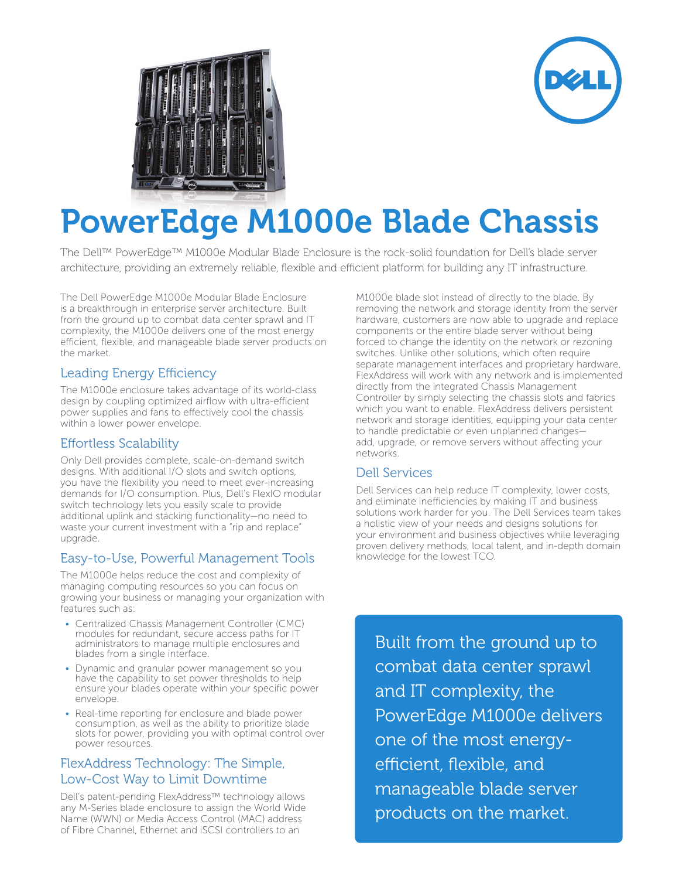# PowerEdge M1000e Blade Chassis

The Dell™ PowerEdge™ M1000e Modular Blade Enclosure is the rock-solid foundation for Dell's blade server architecture, providing an extremely reliable, flexible and efficient platform for building any IT infrastructure.

The Dell PowerEdge M1000e Modular Blade Enclosure is a breakthrough in enterprise server architecture. Built from the ground up to combat data center sprawl and IT complexity, the M1000e delivers one of the most energy efficient, flexible, and manageable blade server products on the market.

## Leading Energy Efficiency

The M1000e enclosure takes advantage of its world-class design by coupling optimized airflow with ultra-efficient power supplies and fans to effectively cool the chassis within a lower power envelope.

## Effortless Scalability

Only Dell provides complete, scale-on-demand switch designs. With additional I/O slots and switch options, you have the flexibility you need to meet ever-increasing demands for I/O consumption. Plus, Dell's FlexIO modular switch technology lets you easily scale to provide additional uplink and stacking functionality—no need to waste your current investment with a "rip and replace" upgrade.

## Easy-to-Use, Powerful Management Tools

The M1000e helps reduce the cost and complexity of managing computing resources so you can focus on growing your business or managing your organization with features such as:

- Centralized Chassis Management Controller (CMC) modules for redundant, secure access paths for IT administrators to manage multiple enclosures and blades from a single interface.
- Dynamic and granular power management so you have the capability to set power thresholds to help ensure your blades operate within your specific power envelope.
- Real-time reporting for enclosure and blade power consumption, as well as the ability to prioritize blade slots for power, providing you with optimal control over power resources.

## FlexAddress Technology: The Simple, Low-Cost Way to Limit Downtime

Dell's patent-pending FlexAddress™ technology allows any M-Series blade enclosure to assign the World Wide Name (WWN) or Media Access Control (MAC) address of Fibre Channel, Ethernet and iSCSI controllers to an M1000e blade slot instead of directly to the blade. By removing the network and storage identity from the server hardware, customers are now able to upgrade and replace components or the entire blade server without being forced to change the identity on the network or rezoning switches. Unlike other solutions, which often require separate management interfaces and proprietary hardware, FlexAddress will work with any network and is implemented directly from the integrated Chassis Management Controller by simply selecting the chassis slots and fabrics which you want to enable. FlexAddress delivers persistent network and storage identities, equipping your data center to handle predictable or even unplanned changes—add, upgrade, or remove servers without affecting your networks.

## Dell Services

Dell Services can help reduce IT complexity, lower costs, and eliminate inefficiencies by making IT and business solutions work harder for you. The Dell Services team takes a holistic view of your needs and designs solutions for your environment and business objectives while leveraging proven delivery methods, local talent, and in-depth domain knowledge for the lowest TCO.

> Built from the ground up to combat data center sprawl and IT complexity, the PowerEdge M1000e delivers one of the most energy-efficient, flexible, and manageable blade server products on the market.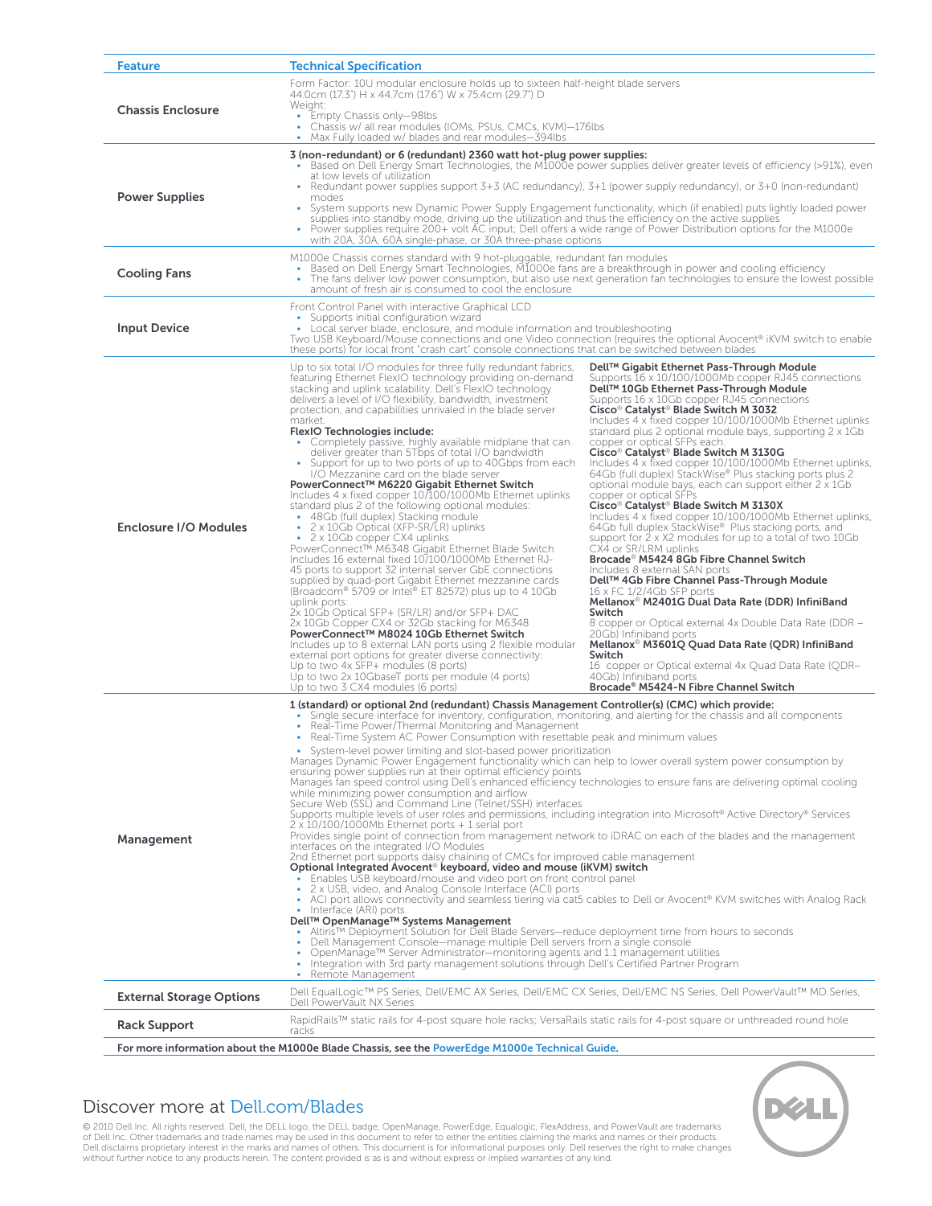| Feature | Technical Specification |
|---|---|
| **Chassis Enclosure** | Form Factor: 10U modular enclosure holds up to sixteen half-height blade servers<br>44.0cm (17.3") H x 44.7cm (17.6") W x 75.4cm (29.7") D<br>Weight:<br>• Empty Chassis only—98lbs<br>• Chassis w/ all rear modules (IOMs, PSUs, CMCs, KVM)—176lbs<br>• Max Fully loaded w/ blades and rear modules—394lbs |
| **Power Supplies** | **3 (non-redundant) or 6 (redundant) 2360 watt hot-plug power supplies:**<br>• Based on Dell Energy Smart Technologies, the M1000e power supplies deliver greater levels of efficiency (>91%), even at low levels of utilization<br>• Redundant power supplies support 3+3 (AC redundancy), 3+1 (power supply redundancy), or 3+0 (non-redundant) modes<br>• System supports new Dynamic Power Supply Engagement functionality, which (if enabled) puts lightly loaded power supplies into standby mode, driving up the utilization and thus the efficiency on the active supplies<br>• Power supplies require 200+ volt AC input; Dell offers a wide range of Power Distribution options for the M1000e with 20A, 30A, 60A single-phase, or 30A three-phase options |
| **Cooling Fans** | M1000e Chassis comes standard with 9 hot-pluggable, redundant fan modules<br>• Based on Dell Energy Smart Technologies, M1000e fans are a breakthrough in power and cooling efficiency<br>• The fans deliver low power consumption, but also use next generation fan technologies to ensure the lowest possible amount of fresh air is consumed to cool the enclosure |
| **Input Device** | Front Control Panel with interactive Graphical LCD<br>• Supports initial configuration wizard<br>• Local server blade, enclosure, and module information and troubleshooting<br>Two USB Keyboard/Mouse connections and one Video connection (requires the optional Avocent® iKVM switch to enable these ports) for local front "crash cart" console connections that can be switched between blades |
| **Enclosure I/O Modules** | Up to six total I/O modules for three fully redundant fabrics, featuring Ethernet FlexIO technology providing on-demand stacking and uplink scalability. Dell's FlexIO technology delivers a level of I/O flexibility, bandwidth, investment protection, and capabilities unrivaled in the blade server market.<br>**FlexIO Technologies include:**<br>• Completely passive, highly available midplane that can deliver greater than 5Tbps of total I/O bandwidth<br>• Support for up to two ports of up to 40Gbps from each I/O Mezzanine card on the blade server<br>**PowerConnect™ M6220 Gigabit Ethernet Switch**<br>Includes 4 x fixed copper 10/100/1000Mb Ethernet uplinks standard plus 2 of the following optional modules:<br>• 48Gb (full duplex) Stacking module<br>• 2 x 10Gb Optical (XFP-SR/LR) uplinks<br>• 2 x 10Gb copper CX4 uplinks<br>PowerConnect™ M6348 Gigabit Ethernet Blade Switch<br>Includes 16 external fixed 10/100/1000Mb Ethernet RJ-45 ports to support 32 internal server GbE connections supplied by quad-port Gigabit Ethernet mezzanine cards (Broadcom® 5709 or Intel® ET 82572) plus up to 4 10Gb uplink ports:<br>2x 10Gb Optical SFP+ (SR/LR) and/or SFP+ DAC<br>2x 10Gb Copper CX4 or 32Gb stacking for M6348<br>**PowerConnect™ M8024 10Gb Ethernet Switch**<br>Includes up to 8 external LAN ports using 2 flexible modular external port options for greater diverse connectivity:<br>Up to two 4x SFP+ modules (8 ports)<br>Up to two 2x 10GbaseT ports per module (4 ports)<br>Up to two 3 CX4 modules (6 ports)<br>**Dell™ Gigabit Ethernet Pass-Through Module**<br>Supports 16 x 10/100/1000Mb copper RJ45 connections<br>**Dell™ 10Gb Ethernet Pass-Through Module**<br>Supports 16 x 10Gb copper RJ45 connections<br>**Cisco® Catalyst® Blade Switch M 3032**<br>Includes 4 x fixed copper 10/100/1000Mb Ethernet uplinks standard plus 2 optional module bays, supporting 2 x 1Gb copper or optical SFPs each.<br>**Cisco® Catalyst® Blade Switch M 3130G**<br>Includes 4 x fixed copper 10/100/1000Mb Ethernet uplinks, 64Gb (full duplex) StackWise® Plus stacking ports plus 2 optional module bays, each can support either 2 x 1Gb copper or optical SFPs<br>**Cisco® Catalyst® Blade Switch M 3130X**<br>Includes 4 x fixed copper 10/100/1000Mb Ethernet uplinks, 64Gb full duplex StackWise® Plus stacking ports, and support for 2 x X2 modules for up to a total of two 10Gb CX4 or SR/LRM uplinks<br>**Brocade® M5424 8Gb Fibre Channel Switch**<br>Includes 8 external SAN ports<br>**Dell™ 4Gb Fibre Channel Pass-Through Module**<br>16 x FC 1/2/4Gb SFP ports<br>**Mellanox® M2401G Dual Data Rate (DDR) InfiniBand Switch**<br>8 copper or Optical external 4x Double Data Rate (DDR – 20Gb) Infiniband ports<br>**Mellanox® M3601Q Quad Data Rate (QDR) InfiniBand Switch**<br>16 copper or Optical external 4x Quad Data Rate (QDR– 40Gb) Infiniband ports<br>**Brocade® M5424-N Fibre Channel Switch** |
| **Management** | **1 (standard) or optional 2nd (redundant) Chassis Management Controller(s) (CMC) which provide:**<br>• Single secure interface for inventory, configuration, monitoring, and alerting for the chassis and all components<br>• Real-Time Power/Thermal Monitoring and Management<br>• Real-Time System AC Power Consumption with resettable peak and minimum values<br>• System-level power limiting and slot-based power prioritization<br>Manages Dynamic Power Engagement functionality which can help to lower overall system power consumption by ensuring power supplies run at their optimal efficiency points<br>Manages fan speed control using Dell's enhanced efficiency technologies to ensure fans are delivering optimal cooling while minimizing power consumption and airflow<br>Secure Web (SSL) and Command Line (Telnet/SSH) interfaces<br>Supports multiple levels of user roles and permissions, including integration into Microsoft® Active Directory® Services<br>2 x 10/100/1000Mb Ethernet ports + 1 serial port<br>Provides single point of connection from management network to iDRAC on each of the blades and the management interfaces on the integrated I/O Modules<br>2nd Ethernet port supports daisy chaining of CMCs for improved cable management<br>**Optional Integrated Avocent® keyboard, video and mouse (iKVM) switch**<br>• Enables USB keyboard/mouse and video port on front control panel<br>• 2 x USB, video, and Analog Console Interface (ACI) ports<br>• ACI port allows connectivity and seamless tiering via cat5 cables to Dell or Avocent® KVM switches with Analog Rack<br>• Interface (ARI) ports.<br>**Dell™ OpenManage™ Systems Management**<br>• Altiris™ Deployment Solution for Dell Blade Servers—reduce deployment time from hours to seconds<br>• Dell Management Console—manage multiple Dell servers from a single console<br>• OpenManage™ Server Administrator—monitoring agents and 1:1 management utilities<br>• Integration with 3rd party management solutions through Dell's Certified Partner Program<br>• Remote Management |
| **External Storage Options** | Dell EqualLogic™ PS Series, Dell/EMC AX Series, Dell/EMC CX Series, Dell/EMC NS Series, Dell PowerVault™ MD Series, Dell PowerVault NX Series |
| **Rack Support** | RapidRails™ static rails for 4-post square hole racks; VersaRails static rails for 4-post square or unthreaded round hole racks |

**For more information about the M1000e Blade Chassis, see the PowerEdge M1000e Technical Guide.**

## Discover more at Dell.com/Blades

© 2010 Dell Inc. All rights reserved. Dell, the DELL logo, the DELL badge, OpenManage, PowerEdge, Equalogic, FlexAddress, and PowerVault are trademarks of Dell Inc. Other trademarks and trade names may be used in this document to refer to either the entities claiming the marks and names or their products. Dell disclaims proprietary interest in the marks and names of others. This document is for informational purposes only. Dell reserves the right to make changes without further notice to any products herein. The content provided is as is and without express or implied warranties of any kind.